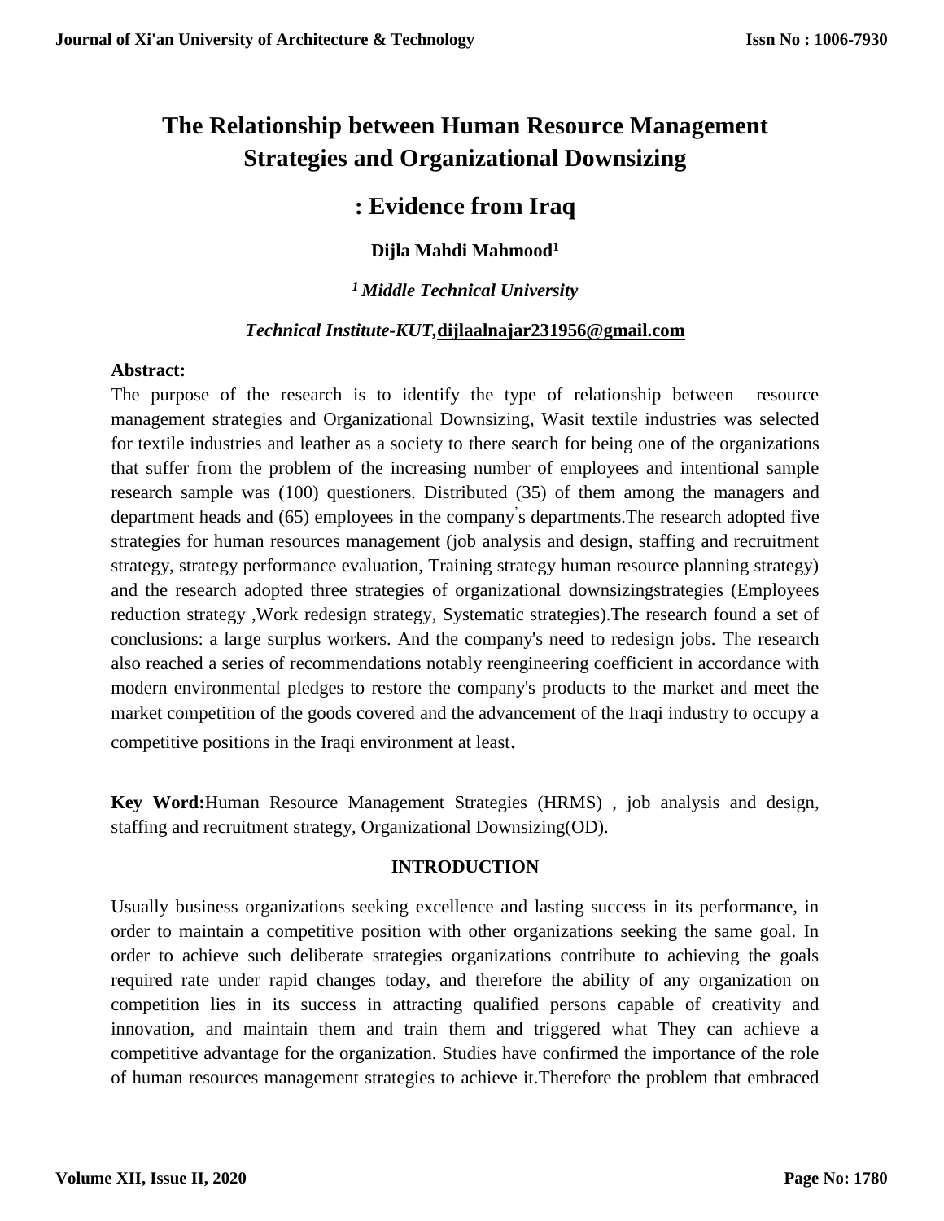# The Relationship between Human Resource Management Strategies and Organizational Downsizing

# : Evidence from Iraq

**Dijla Mahdi Mahmood[1]**

*[1] Middle Technical University*

*Technical Institute-KUT*,dijlaalnajar231956@gmail.com

**Abstract:**

The purpose of the research is to identify the type of relationship between resource management strategies and Organizational Downsizing, Wasit textile industries was selected for textile industries and leather as a society to there search for being one of the organizations that suffer from the problem of the increasing number of employees and intentional sample research sample was (100) questioners. Distributed (35) of them among the managers and department heads and (65) employees in the company̓s departments.The research adopted five strategies for human resources management (job analysis and design, staffing and recruitment strategy, strategy performance evaluation, Training strategy human resource planning strategy) and the research adopted three strategies of organizational downsizingstrategies (Employees reduction strategy ,Work redesign strategy, Systematic strategies).The research found a set of conclusions: a large surplus workers. And the company's need to redesign jobs. The research also reached a series of recommendations notably reengineering coefficient in accordance with modern environmental pledges to restore the company's products to the market and meet the market competition of the goods covered and the advancement of the Iraqi industry to occupy a competitive positions in the Iraqi environment at least.

**Key Word:**Human Resource Management Strategies (HRMS) , job analysis and design, staffing and recruitment strategy, Organizational Downsizing(OD).

## INTRODUCTION

Usually business organizations seeking excellence and lasting success in its performance, in order to maintain a competitive position with other organizations seeking the same goal. In order to achieve such deliberate strategies organizations contribute to achieving the goals required rate under rapid changes today, and therefore the ability of any organization on competition lies in its success in attracting qualified persons capable of creativity and innovation, and maintain them and train them and triggered what They can achieve a competitive advantage for the organization. Studies have confirmed the importance of the role of human resources management strategies to achieve it.Therefore the problem that embraced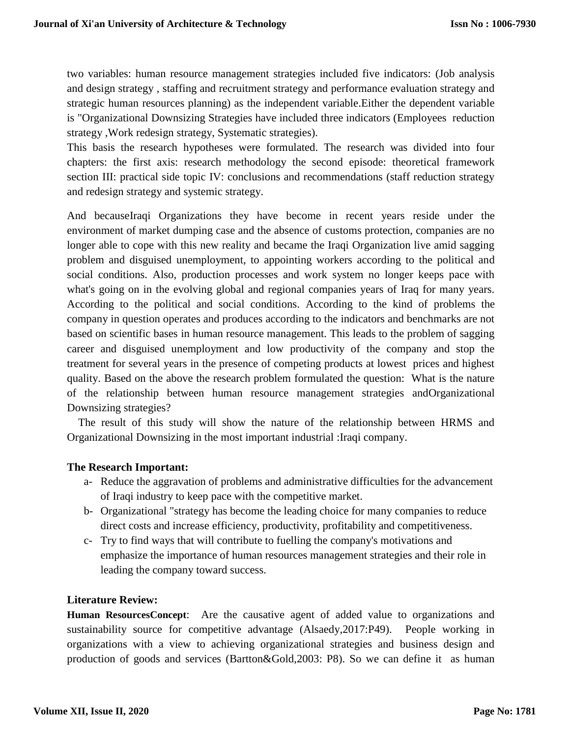two variables: human resource management strategies included five indicators: (Job analysis and design strategy , staffing and recruitment strategy and performance evaluation strategy and strategic human resources planning) as the independent variable.Either the dependent variable is "Organizational Downsizing Strategies have included three indicators (Employees reduction strategy ,Work redesign strategy, Systematic strategies).

This basis the research hypotheses were formulated. The research was divided into four chapters: the first axis: research methodology the second episode: theoretical framework section III: practical side topic IV: conclusions and recommendations (staff reduction strategy and redesign strategy and systemic strategy.

And becauseIraqi Organizations they have become in recent years reside under the environment of market dumping case and the absence of customs protection, companies are no longer able to cope with this new reality and became the Iraqi Organization live amid sagging problem and disguised unemployment, to appointing workers according to the political and social conditions. Also, production processes and work system no longer keeps pace with what's going on in the evolving global and regional companies years of Iraq for many years. According to the political and social conditions. According to the kind of problems the company in question operates and produces according to the indicators and benchmarks are not based on scientific bases in human resource management. This leads to the problem of sagging career and disguised unemployment and low productivity of the company and stop the treatment for several years in the presence of competing products at lowest prices and highest quality. Based on the above the research problem formulated the question: What is the nature of the relationship between human resource management strategies andOrganizational Downsizing strategies?

The result of this study will show the nature of the relationship between HRMS and Organizational Downsizing in the most important industrial :Iraqi company.

**The Research Important:**

a- Reduce the aggravation of problems and administrative difficulties for the advancement of Iraqi industry to keep pace with the competitive market.

b- Organizational "strategy has become the leading choice for many companies to reduce direct costs and increase efficiency, productivity, profitability and competitiveness.

c- Try to find ways that will contribute to fuelling the company's motivations and emphasize the importance of human resources management strategies and their role in leading the company toward success.

**Literature Review:**

**Human ResourcesConcept**: Are the causative agent of added value to organizations and sustainability source for competitive advantage (Alsaedy,2017:P49). People working in organizations with a view to achieving organizational strategies and business design and production of goods and services (Bartton&Gold,2003: P8). So we can define it as human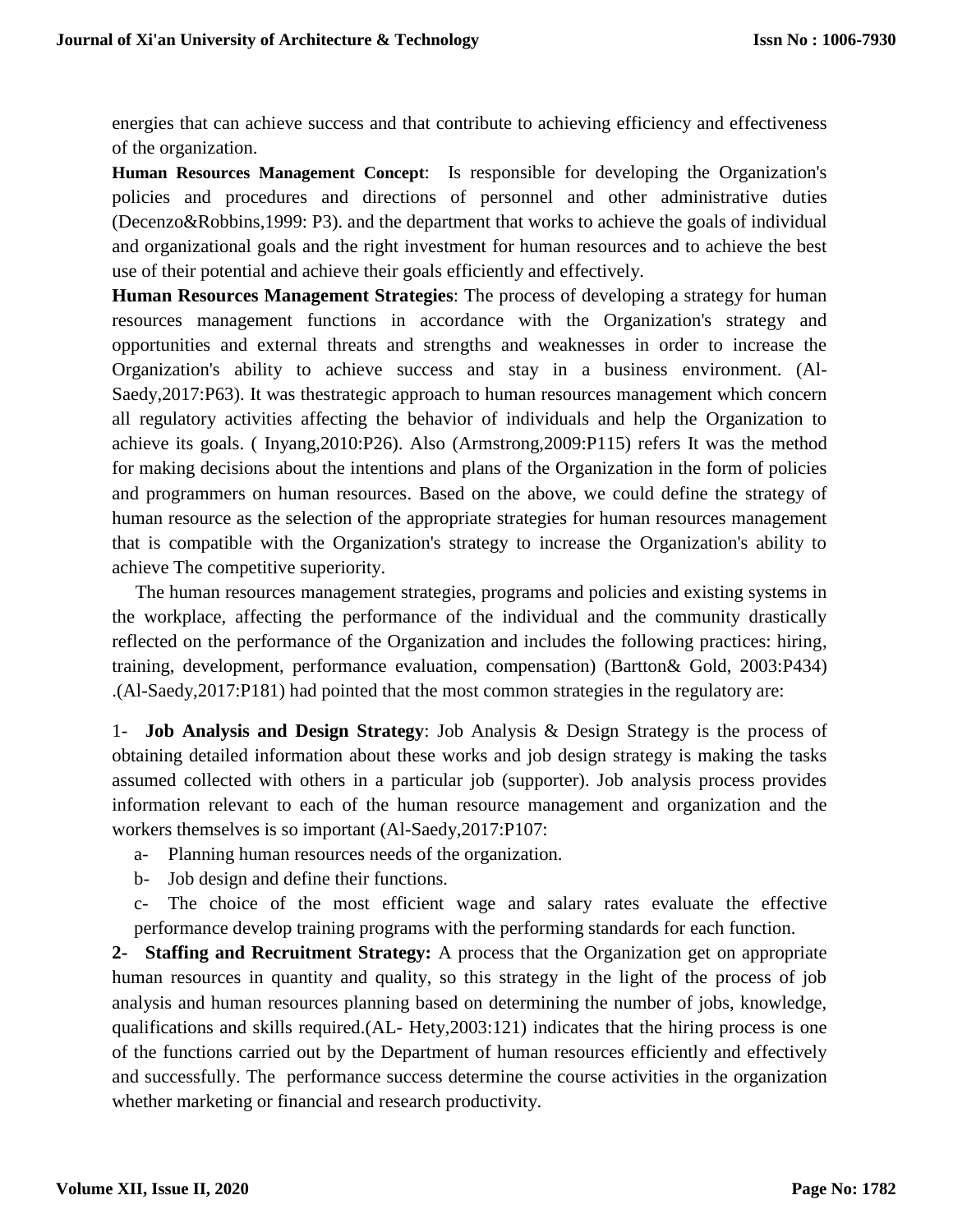energies that can achieve success and that contribute to achieving efficiency and effectiveness of the organization.

**Human Resources Management Concept**: Is responsible for developing the Organization's policies and procedures and directions of personnel and other administrative duties (Decenzo&Robbins,1999: P3). and the department that works to achieve the goals of individual and organizational goals and the right investment for human resources and to achieve the best use of their potential and achieve their goals efficiently and effectively.

**Human Resources Management Strategies**: The process of developing a strategy for human resources management functions in accordance with the Organization's strategy and opportunities and external threats and strengths and weaknesses in order to increase the Organization's ability to achieve success and stay in a business environment. (Al-Saedy,2017:P63). It was thestrategic approach to human resources management which concern all regulatory activities affecting the behavior of individuals and help the Organization to achieve its goals. ( Inyang,2010:P26). Also (Armstrong,2009:P115) refers It was the method for making decisions about the intentions and plans of the Organization in the form of policies and programmers on human resources. Based on the above, we could define the strategy of human resource as the selection of the appropriate strategies for human resources management that is compatible with the Organization's strategy to increase the Organization's ability to achieve The competitive superiority.

The human resources management strategies, programs and policies and existing systems in the workplace, affecting the performance of the individual and the community drastically reflected on the performance of the Organization and includes the following practices: hiring, training, development, performance evaluation, compensation) (Bartton& Gold, 2003:P434) .(Al-Saedy,2017:P181) had pointed that the most common strategies in the regulatory are:

1- **Job Analysis and Design Strategy**: Job Analysis & Design Strategy is the process of obtaining detailed information about these works and job design strategy is making the tasks assumed collected with others in a particular job (supporter). Job analysis process provides information relevant to each of the human resource management and organization and the workers themselves is so important (Al-Saedy,2017:P107:

a- Planning human resources needs of the organization.

b- Job design and define their functions.

c- The choice of the most efficient wage and salary rates evaluate the effective performance develop training programs with the performing standards for each function.

**2- Staffing and Recruitment Strategy:** A process that the Organization get on appropriate human resources in quantity and quality, so this strategy in the light of the process of job analysis and human resources planning based on determining the number of jobs, knowledge, qualifications and skills required.(AL- Hety,2003:121) indicates that the hiring process is one of the functions carried out by the Department of human resources efficiently and effectively and successfully. The performance success determine the course activities in the organization whether marketing or financial and research productivity.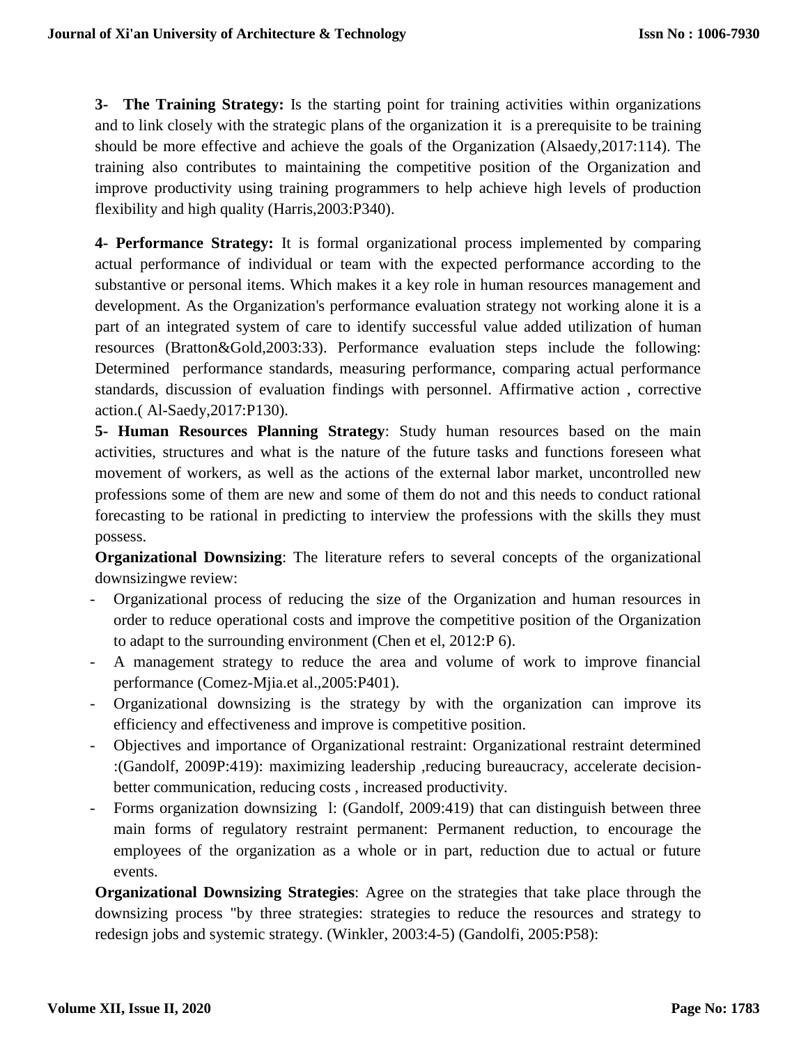**3- The Training Strategy:** Is the starting point for training activities within organizations and to link closely with the strategic plans of the organization it is a prerequisite to be training should be more effective and achieve the goals of the Organization (Alsaedy,2017:114). The training also contributes to maintaining the competitive position of the Organization and improve productivity using training programmers to help achieve high levels of production flexibility and high quality (Harris,2003:P340).

**4- Performance Strategy:** It is formal organizational process implemented by comparing actual performance of individual or team with the expected performance according to the substantive or personal items. Which makes it a key role in human resources management and development. As the Organization's performance evaluation strategy not working alone it is a part of an integrated system of care to identify successful value added utilization of human resources (Bratton&Gold,2003:33). Performance evaluation steps include the following: Determined performance standards, measuring performance, comparing actual performance standards, discussion of evaluation findings with personnel. Affirmative action , corrective action.( Al-Saedy,2017:P130).

**5- Human Resources Planning Strategy**: Study human resources based on the main activities, structures and what is the nature of the future tasks and functions foreseen what movement of workers, as well as the actions of the external labor market, uncontrolled new professions some of them are new and some of them do not and this needs to conduct rational forecasting to be rational in predicting to interview the professions with the skills they must possess.

**Organizational Downsizing**: The literature refers to several concepts of the organizational downsizingwe review:

- Organizational process of reducing the size of the Organization and human resources in order to reduce operational costs and improve the competitive position of the Organization to adapt to the surrounding environment (Chen et el, 2012:P 6).
- A management strategy to reduce the area and volume of work to improve financial performance (Comez-Mjia.et al.,2005:P401).
- Organizational downsizing is the strategy by with the organization can improve its efficiency and effectiveness and improve is competitive position.
- Objectives and importance of Organizational restraint: Organizational restraint determined :(Gandolf, 2009P:419): maximizing leadership ,reducing bureaucracy, accelerate decision-better communication, reducing costs , increased productivity.
- Forms organization downsizing l: (Gandolf, 2009:419) that can distinguish between three main forms of regulatory restraint permanent: Permanent reduction, to encourage the employees of the organization as a whole or in part, reduction due to actual or future events.

**Organizational Downsizing Strategies**: Agree on the strategies that take place through the downsizing process "by three strategies: strategies to reduce the resources and strategy to redesign jobs and systemic strategy. (Winkler, 2003:4-5) (Gandolfi, 2005:P58):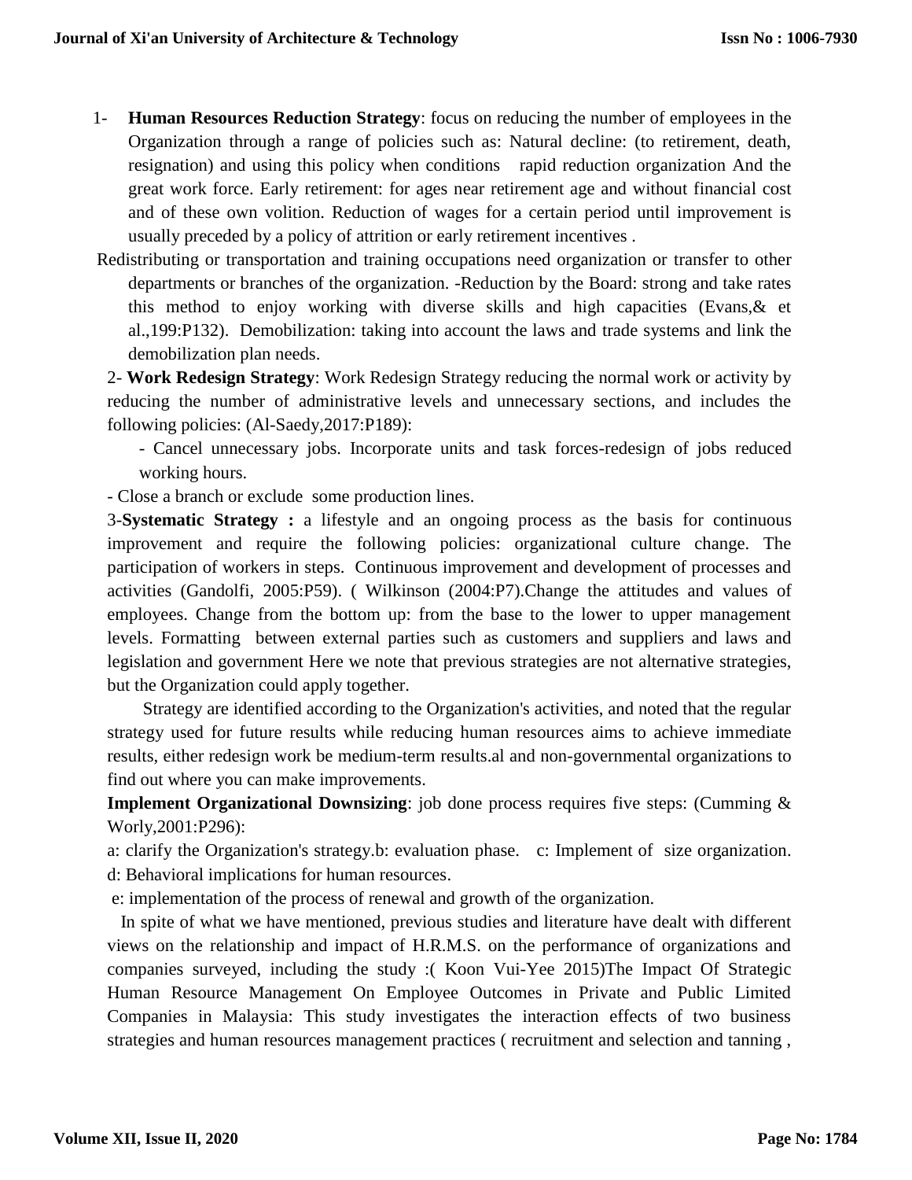1- **Human Resources Reduction Strategy**: focus on reducing the number of employees in the Organization through a range of policies such as: Natural decline: (to retirement, death, resignation) and using this policy when conditions rapid reduction organization And the great work force. Early retirement: for ages near retirement age and without financial cost and of these own volition. Reduction of wages for a certain period until improvement is usually preceded by a policy of attrition or early retirement incentives .

Redistributing or transportation and training occupations need organization or transfer to other departments or branches of the organization. -Reduction by the Board: strong and take rates this method to enjoy working with diverse skills and high capacities (Evans,& et al.,199:P132). Demobilization: taking into account the laws and trade systems and link the demobilization plan needs.

2- **Work Redesign Strategy**: Work Redesign Strategy reducing the normal work or activity by reducing the number of administrative levels and unnecessary sections, and includes the following policies: (Al-Saedy,2017:P189):

- Cancel unnecessary jobs. Incorporate units and task forces-redesign of jobs reduced working hours.
- Close a branch or exclude some production lines.

3-**Systematic Strategy :** a lifestyle and an ongoing process as the basis for continuous improvement and require the following policies: organizational culture change. The participation of workers in steps. Continuous improvement and development of processes and activities (Gandolfi, 2005:P59). ( Wilkinson (2004:P7).Change the attitudes and values of employees. Change from the bottom up: from the base to the lower to upper management levels. Formatting between external parties such as customers and suppliers and laws and legislation and government Here we note that previous strategies are not alternative strategies, but the Organization could apply together.

Strategy are identified according to the Organization's activities, and noted that the regular strategy used for future results while reducing human resources aims to achieve immediate results, either redesign work be medium-term results.al and non-governmental organizations to find out where you can make improvements.

**Implement Organizational Downsizing**: job done process requires five steps: (Cumming & Worly,2001:P296):

a: clarify the Organization's strategy.b: evaluation phase. c: Implement of size organization. d: Behavioral implications for human resources.

e: implementation of the process of renewal and growth of the organization.

In spite of what we have mentioned, previous studies and literature have dealt with different views on the relationship and impact of H.R.M.S. on the performance of organizations and companies surveyed, including the study :( Koon Vui-Yee 2015)The Impact Of Strategic Human Resource Management On Employee Outcomes in Private and Public Limited Companies in Malaysia: This study investigates the interaction effects of two business strategies and human resources management practices ( recruitment and selection and tanning ,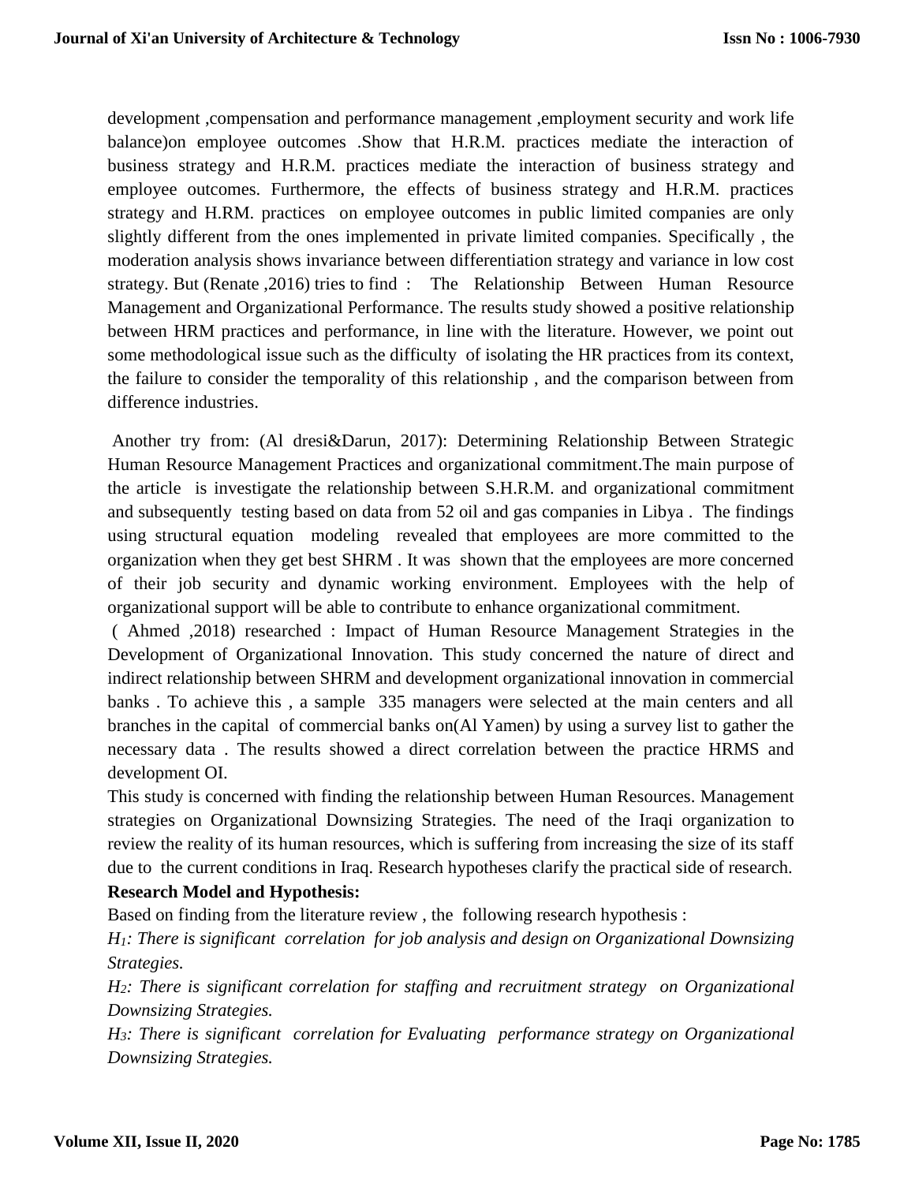development ,compensation and performance management ,employment security and work life balance)on employee outcomes .Show that H.R.M. practices mediate the interaction of business strategy and H.R.M. practices mediate the interaction of business strategy and employee outcomes. Furthermore, the effects of business strategy and H.R.M. practices strategy and H.RM. practices on employee outcomes in public limited companies are only slightly different from the ones implemented in private limited companies. Specifically , the moderation analysis shows invariance between differentiation strategy and variance in low cost strategy. But (Renate ,2016) tries to find : The Relationship Between Human Resource Management and Organizational Performance. The results study showed a positive relationship between HRM practices and performance, in line with the literature. However, we point out some methodological issue such as the difficulty of isolating the HR practices from its context, the failure to consider the temporality of this relationship , and the comparison between from difference industries.

Another try from: (Al dresi&Darun, 2017): Determining Relationship Between Strategic Human Resource Management Practices and organizational commitment.The main purpose of the article is investigate the relationship between S.H.R.M. and organizational commitment and subsequently testing based on data from 52 oil and gas companies in Libya . The findings using structural equation modeling revealed that employees are more committed to the organization when they get best SHRM . It was shown that the employees are more concerned of their job security and dynamic working environment. Employees with the help of organizational support will be able to contribute to enhance organizational commitment.

( Ahmed ,2018) researched : Impact of Human Resource Management Strategies in the Development of Organizational Innovation. This study concerned the nature of direct and indirect relationship between SHRM and development organizational innovation in commercial banks . To achieve this , a sample 335 managers were selected at the main centers and all branches in the capital of commercial banks on(Al Yamen) by using a survey list to gather the necessary data . The results showed a direct correlation between the practice HRMS and development OI.

This study is concerned with finding the relationship between Human Resources. Management strategies on Organizational Downsizing Strategies. The need of the Iraqi organization to review the reality of its human resources, which is suffering from increasing the size of its staff due to the current conditions in Iraq. Research hypotheses clarify the practical side of research.

**Research Model and Hypothesis:**

Based on finding from the literature review , the following research hypothesis :

*$H_1$: There is significant correlation for job analysis and design on Organizational Downsizing Strategies.*

*$H_2$: There is significant correlation for staffing and recruitment strategy on Organizational Downsizing Strategies.*

*$H_3$: There is significant correlation for Evaluating performance strategy on Organizational Downsizing Strategies.*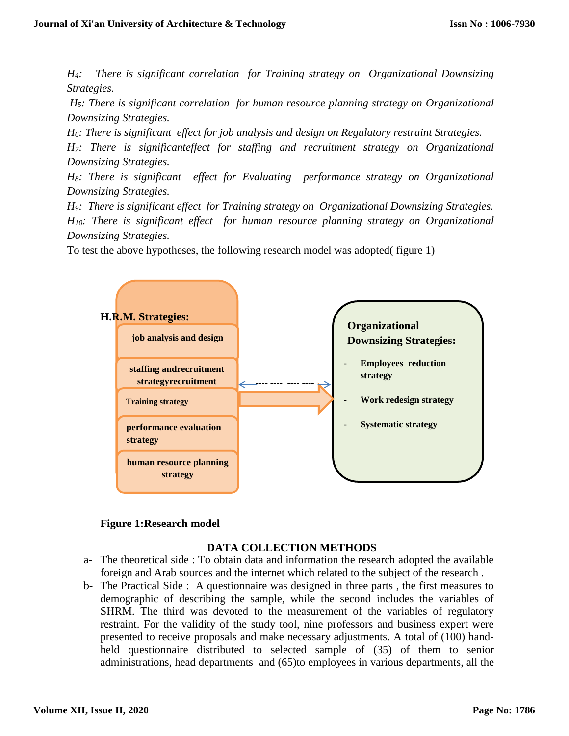*$H_4$: There is significant correlation for Training strategy on Organizational Downsizing Strategies.*

*$H_5$: There is significant correlation for human resource planning strategy on Organizational Downsizing Strategies.*

*$H_6$: There is significant effect for job analysis and design on Regulatory restraint Strategies.*

*$H_7$: There is significanteffect for staffing and recruitment strategy on Organizational Downsizing Strategies.*

*$H_8$: There is significant effect for Evaluating performance strategy on Organizational Downsizing Strategies.*

*$H_9$: There is significant effect for Training strategy on Organizational Downsizing Strategies.*

*$H_{10}$: There is significant effect for human resource planning strategy on Organizational Downsizing Strategies.*

To test the above hypotheses, the following research model was adopted( figure 1)

**H.R.M. Strategies:**
- **job analysis and design**
- **staffing andrecruitment strategyrecruitment**
- **Training strategy**
- **performance evaluation strategy**
- **human resource planning strategy**

**Organizational Downsizing Strategies:**
- **Employees reduction strategy**
- **Work redesign strategy**
- **Systematic strategy**

**Figure 1:Research model**

## DATA COLLECTION METHODS

a- The theoretical side : To obtain data and information the research adopted the available foreign and Arab sources and the internet which related to the subject of the research .

b- The Practical Side : A questionnaire was designed in three parts , the first measures to demographic of describing the sample, while the second includes the variables of SHRM. The third was devoted to the measurement of the variables of regulatory restraint. For the validity of the study tool, nine professors and business expert were presented to receive proposals and make necessary adjustments. A total of (100) hand-held questionnaire distributed to selected sample of (35) of them to senior administrations, head departments and (65)to employees in various departments, all the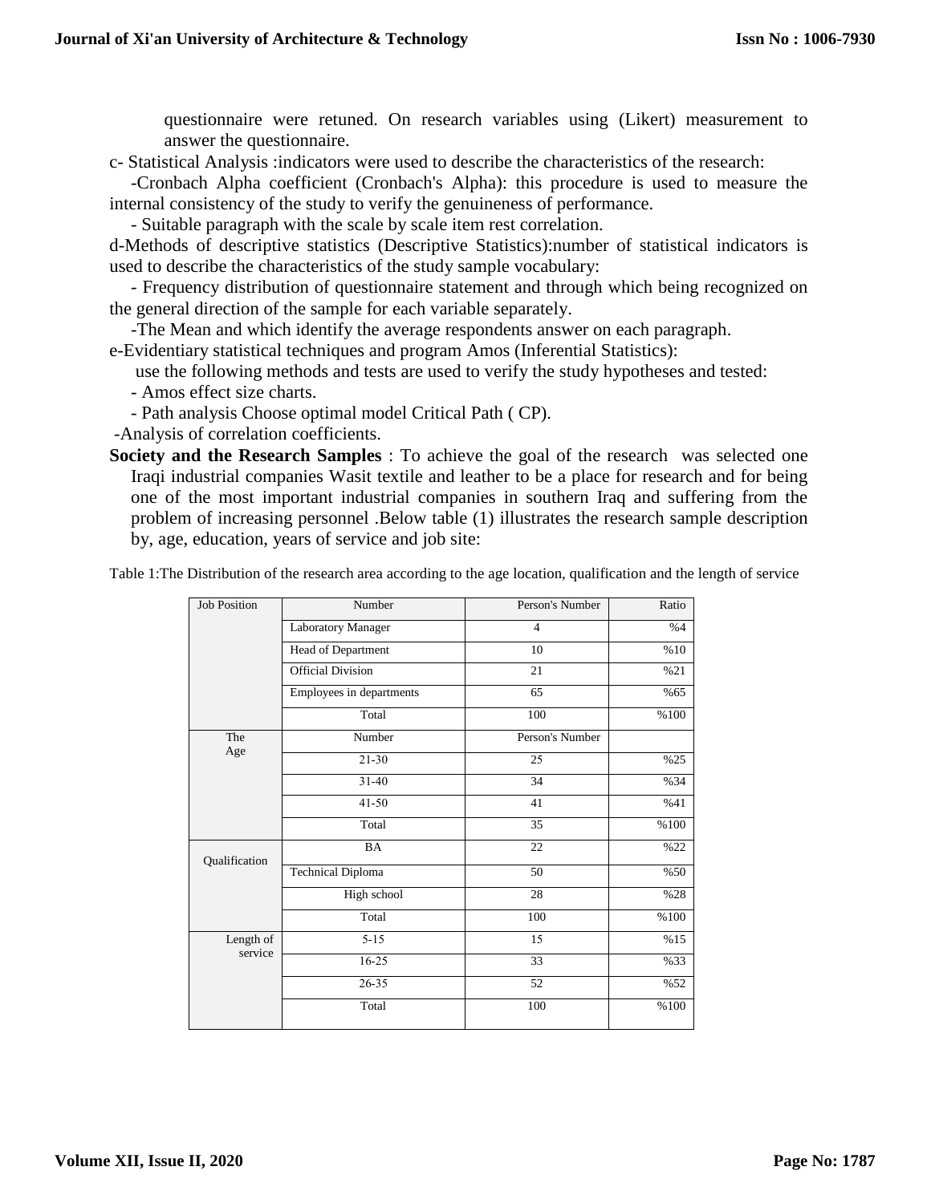questionnaire were retuned. On research variables using (Likert) measurement to answer the questionnaire.

c- Statistical Analysis :indicators were used to describe the characteristics of the research:

-Cronbach Alpha coefficient (Cronbach's Alpha): this procedure is used to measure the internal consistency of the study to verify the genuineness of performance.

- Suitable paragraph with the scale by scale item rest correlation.

d-Methods of descriptive statistics (Descriptive Statistics):number of statistical indicators is used to describe the characteristics of the study sample vocabulary:

- Frequency distribution of questionnaire statement and through which being recognized on the general direction of the sample for each variable separately.

-The Mean and which identify the average respondents answer on each paragraph.

e-Evidentiary statistical techniques and program Amos (Inferential Statistics):

use the following methods and tests are used to verify the study hypotheses and tested:

- Amos effect size charts.
- Path analysis Choose optimal model Critical Path ( CP).

-Analysis of correlation coefficients.

**Society and the Research Samples** : To achieve the goal of the research was selected one Iraqi industrial companies Wasit textile and leather to be a place for research and for being one of the most important industrial companies in southern Iraq and suffering from the problem of increasing personnel .Below table (1) illustrates the research sample description by, age, education, years of service and job site:

Table 1:The Distribution of the research area according to the age location, qualification and the length of service

| Job Position | Number | Person's Number | Ratio |
|---|---|---|---|
| | Laboratory Manager | 4 | %4 |
| | Head of Department | 10 | %10 |
| | Official Division | 21 | %21 |
| | Employees in departments | 65 | %65 |
| | Total | 100 | %100 |
| The Age | Number | Person's Number | |
| | 21-30 | 25 | %25 |
| | 31-40 | 34 | %34 |
| | 41-50 | 41 | %41 |
| | Total | 35 | %100 |
| Qualification | BA | 22 | %22 |
| | Technical Diploma | 50 | %50 |
| | High school | 28 | %28 |
| | Total | 100 | %100 |
| Length of service | 5-15 | 15 | %15 |
| | 16-25 | 33 | %33 |
| | 26-35 | 52 | %52 |
| | Total | 100 | %100 |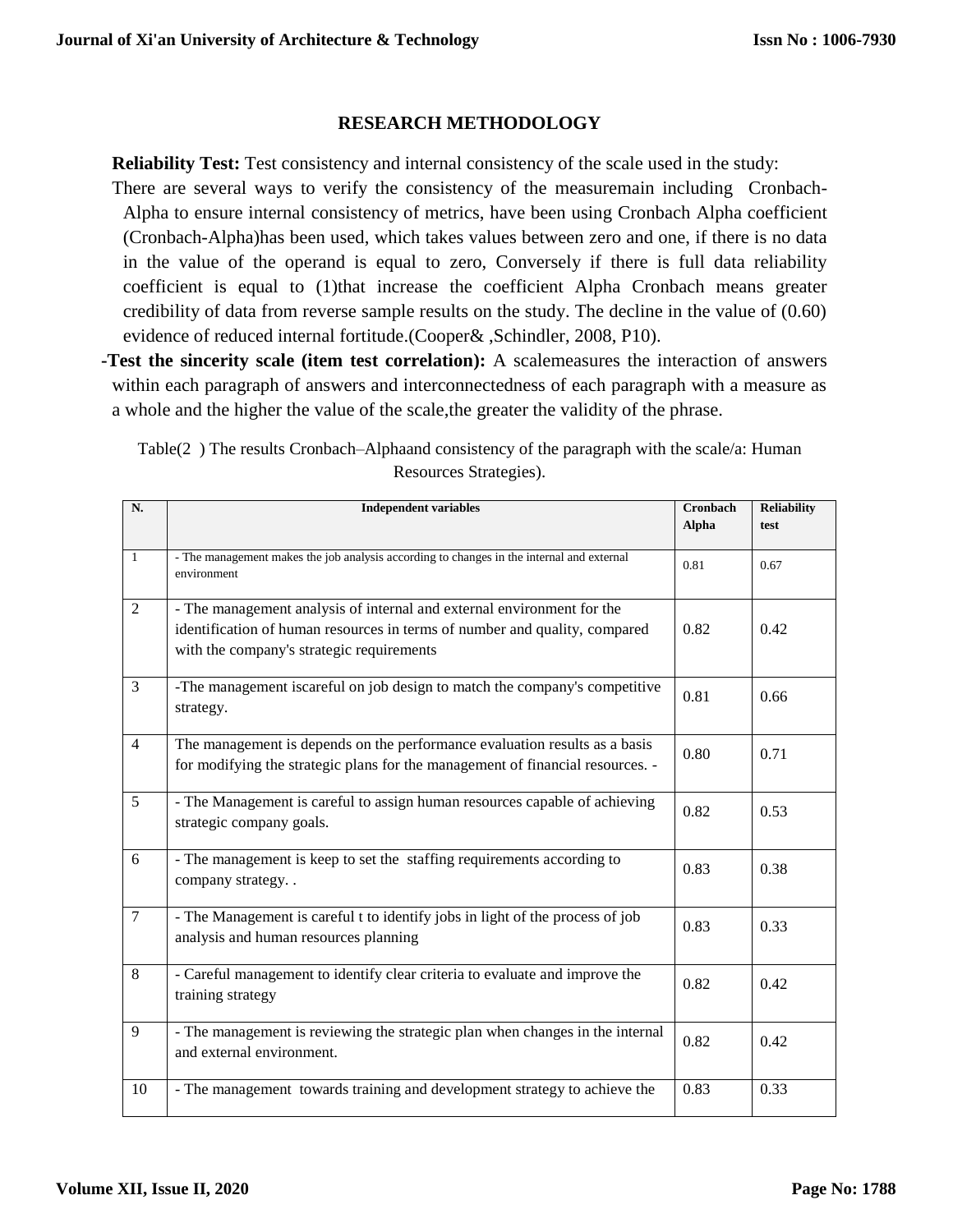## RESEARCH METHODOLOGY

**Reliability Test:** Test consistency and internal consistency of the scale used in the study:

There are several ways to verify the consistency of the measuremain including Cronbach-Alpha to ensure internal consistency of metrics, have been using Cronbach Alpha coefficient (Cronbach-Alpha)has been used, which takes values between zero and one, if there is no data in the value of the operand is equal to zero, Conversely if there is full data reliability coefficient is equal to (1)that increase the coefficient Alpha Cronbach means greater credibility of data from reverse sample results on the study. The decline in the value of (0.60) evidence of reduced internal fortitude.(Cooper& ,Schindler, 2008, P10).

**-Test the sincerity scale (item test correlation):** A scalemeasures the interaction of answers within each paragraph of answers and interconnectedness of each paragraph with a measure as a whole and the higher the value of the scale,the greater the validity of the phrase.

Table(2 ) The results Cronbach–Alphaand consistency of the paragraph with the scale/a: Human Resources Strategies).

| N. | Independent variables | Cronbach Alpha | Reliability test |
|---|---|---|---|
| 1 | - The management makes the job analysis according to changes in the internal and external environment | 0.81 | 0.67 |
| 2 | - The management analysis of internal and external environment for the identification of human resources in terms of number and quality, compared with the company's strategic requirements | 0.82 | 0.42 |
| 3 | -The management iscareful on job design to match the company's competitive strategy. | 0.81 | 0.66 |
| 4 | The management is depends on the performance evaluation results as a basis for modifying the strategic plans for the management of financial resources. - | 0.80 | 0.71 |
| 5 | - The Management is careful to assign human resources capable of achieving strategic company goals. | 0.82 | 0.53 |
| 6 | - The management is keep to set the staffing requirements according to company strategy. . | 0.83 | 0.38 |
| 7 | - The Management is careful t to identify jobs in light of the process of job analysis and human resources planning | 0.83 | 0.33 |
| 8 | - Careful management to identify clear criteria to evaluate and improve the training strategy | 0.82 | 0.42 |
| 9 | - The management is reviewing the strategic plan when changes in the internal and external environment. | 0.82 | 0.42 |
| 10 | - The management towards training and development strategy to achieve the | 0.83 | 0.33 |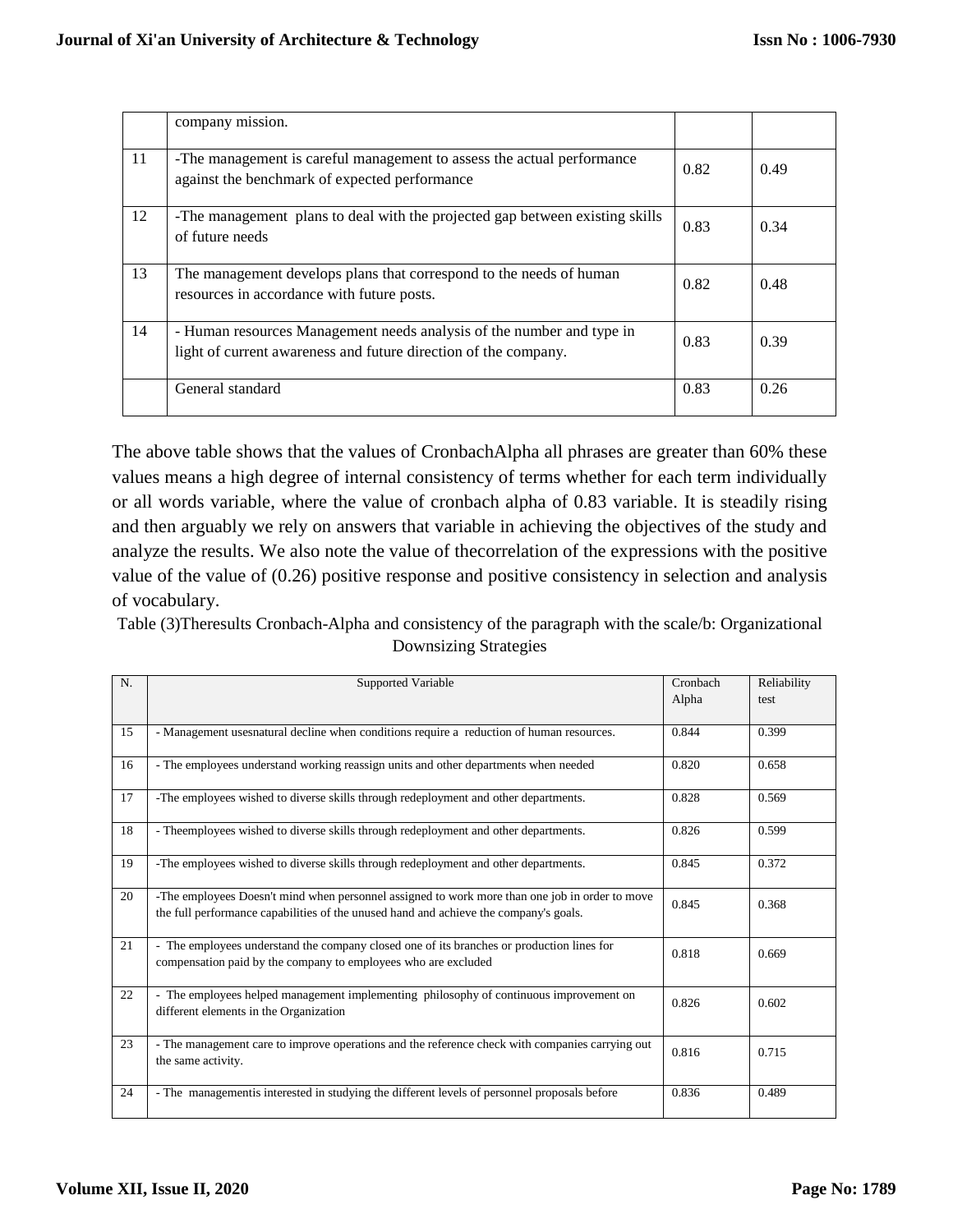|  | company mission. |  |  |
| --- | --- | --- | --- |
| 11 | -The management is careful management to assess the actual performance against the benchmark of expected performance | 0.82 | 0.49 |
| 12 | -The management plans to deal with the projected gap between existing skills of future needs | 0.83 | 0.34 |
| 13 | The management develops plans that correspond to the needs of human resources in accordance with future posts. | 0.82 | 0.48 |
| 14 | - Human resources Management needs analysis of the number and type in light of current awareness and future direction of the company. | 0.83 | 0.39 |
|  | General standard | 0.83 | 0.26 |

The above table shows that the values of CronbachAlpha all phrases are greater than 60% these values means a high degree of internal consistency of terms whether for each term individually or all words variable, where the value of cronbach alpha of 0.83 variable. It is steadily rising and then arguably we rely on answers that variable in achieving the objectives of the study and analyze the results. We also note the value of thecorrelation of the expressions with the positive value of the value of (0.26) positive response and positive consistency in selection and analysis of vocabulary.

Table (3)Theresults Cronbach-Alpha and consistency of the paragraph with the scale/b: Organizational Downsizing Strategies

| N. | Supported Variable | Cronbach Alpha | Reliability test |
| --- | --- | --- | --- |
| 15 | - Management usesnatural decline when conditions require a reduction of human resources. | 0.844 | 0.399 |
| 16 | - The employees understand working reassign units and other departments when needed | 0.820 | 0.658 |
| 17 | -The employees wished to diverse skills through redeployment and other departments. | 0.828 | 0.569 |
| 18 | - Theemployees wished to diverse skills through redeployment and other departments. | 0.826 | 0.599 |
| 19 | -The employees wished to diverse skills through redeployment and other departments. | 0.845 | 0.372 |
| 20 | -The employees Doesn't mind when personnel assigned to work more than one job in order to move the full performance capabilities of the unused hand and achieve the company's goals. | 0.845 | 0.368 |
| 21 | - The employees understand the company closed one of its branches or production lines for compensation paid by the company to employees who are excluded | 0.818 | 0.669 |
| 22 | - The employees helped management implementing philosophy of continuous improvement on different elements in the Organization | 0.826 | 0.602 |
| 23 | - The management care to improve operations and the reference check with companies carrying out the same activity. | 0.816 | 0.715 |
| 24 | - The managementis interested in studying the different levels of personnel proposals before | 0.836 | 0.489 |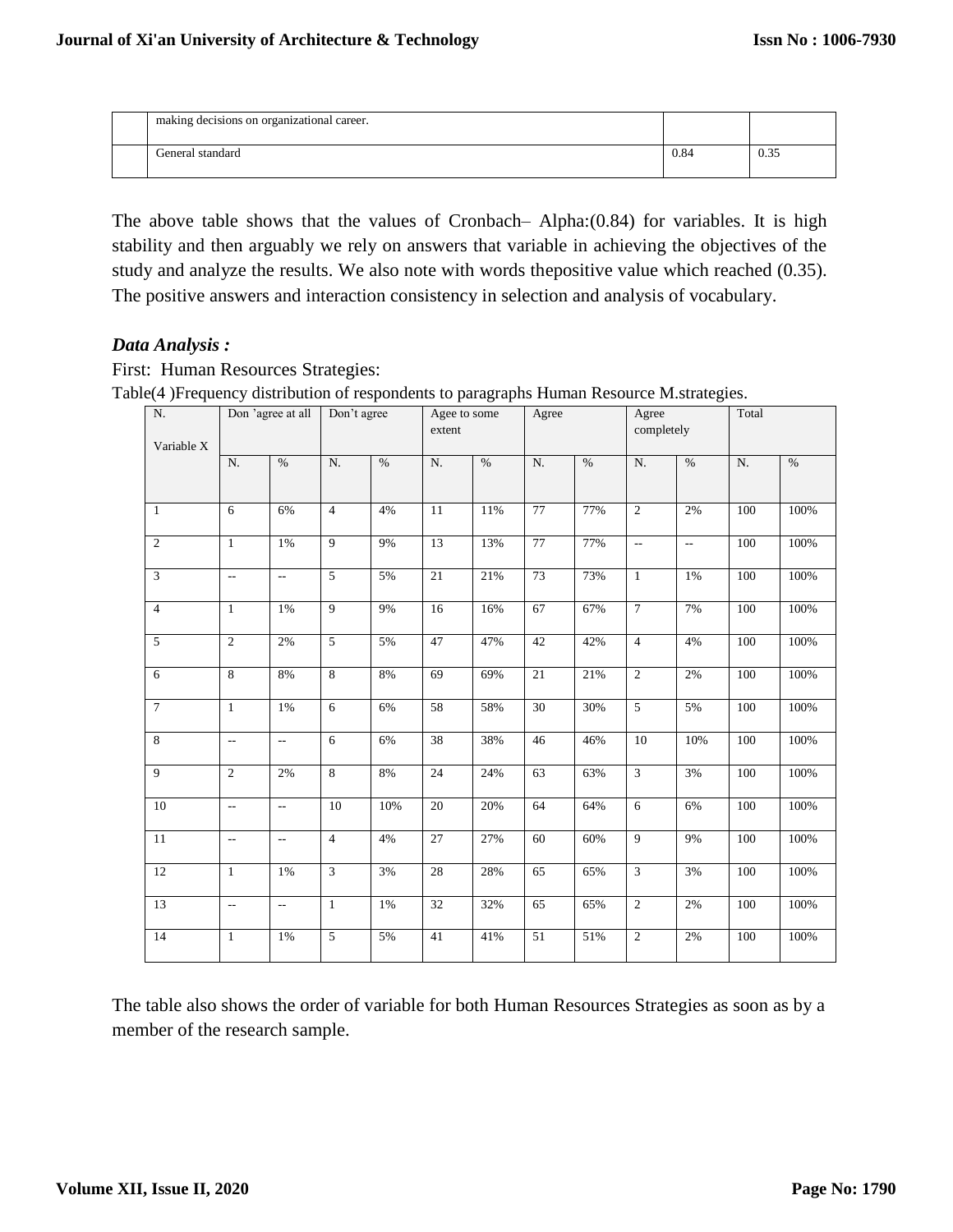|  | making decisions on organizational career. |  |  |
| --- | --- | --- | --- |
|  | General standard | 0.84 | 0.35 |

The above table shows that the values of Cronbach– Alpha:(0.84) for variables. It is high stability and then arguably we rely on answers that variable in achieving the objectives of the study and analyze the results. We also note with words thepositive value which reached (0.35). The positive answers and interaction consistency in selection and analysis of vocabulary.

### *Data Analysis :*

First: Human Resources Strategies:

Table(4 )Frequency distribution of respondents to paragraphs Human Resource M.strategies.

| N. Variable X | Don 'agree at all | | Don't agree | | Agee to some extent | | Agree | | Agree completely | | Total | |
| --- | --- | --- | --- | --- | --- | --- | --- | --- | --- | --- | --- | --- |
|  | N. | % | N. | % | N. | % | N. | % | N. | % | N. | % |
| 1 | 6 | 6% | 4 | 4% | 11 | 11% | 77 | 77% | 2 | 2% | 100 | 100% |
| 2 | 1 | 1% | 9 | 9% | 13 | 13% | 77 | 77% | -- | -- | 100 | 100% |
| 3 | -- | -- | 5 | 5% | 21 | 21% | 73 | 73% | 1 | 1% | 100 | 100% |
| 4 | 1 | 1% | 9 | 9% | 16 | 16% | 67 | 67% | 7 | 7% | 100 | 100% |
| 5 | 2 | 2% | 5 | 5% | 47 | 47% | 42 | 42% | 4 | 4% | 100 | 100% |
| 6 | 8 | 8% | 8 | 8% | 69 | 69% | 21 | 21% | 2 | 2% | 100 | 100% |
| 7 | 1 | 1% | 6 | 6% | 58 | 58% | 30 | 30% | 5 | 5% | 100 | 100% |
| 8 | -- | -- | 6 | 6% | 38 | 38% | 46 | 46% | 10 | 10% | 100 | 100% |
| 9 | 2 | 2% | 8 | 8% | 24 | 24% | 63 | 63% | 3 | 3% | 100 | 100% |
| 10 | -- | -- | 10 | 10% | 20 | 20% | 64 | 64% | 6 | 6% | 100 | 100% |
| 11 | -- | -- | 4 | 4% | 27 | 27% | 60 | 60% | 9 | 9% | 100 | 100% |
| 12 | 1 | 1% | 3 | 3% | 28 | 28% | 65 | 65% | 3 | 3% | 100 | 100% |
| 13 | -- | -- | 1 | 1% | 32 | 32% | 65 | 65% | 2 | 2% | 100 | 100% |
| 14 | 1 | 1% | 5 | 5% | 41 | 41% | 51 | 51% | 2 | 2% | 100 | 100% |

The table also shows the order of variable for both Human Resources Strategies as soon as by a member of the research sample.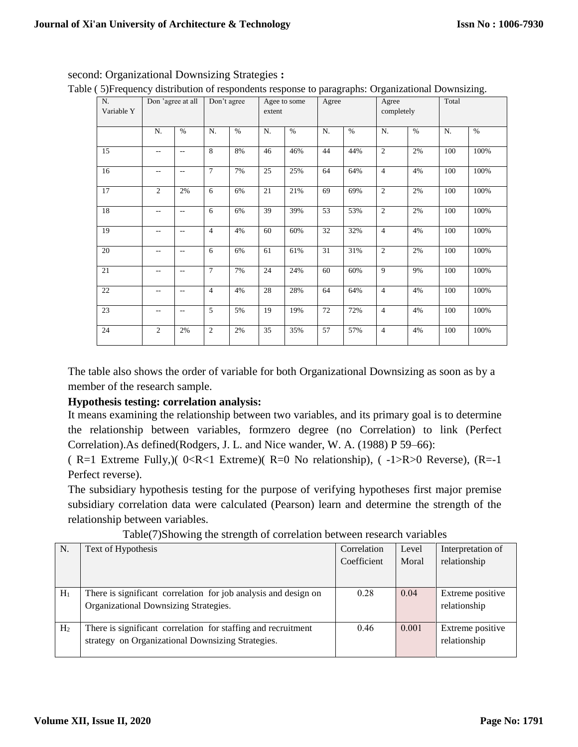second: Organizational Downsizing Strategies **:**

Table ( 5)Frequency distribution of respondents response to paragraphs: Organizational Downsizing.

| N. Variable Y | Don 'agree at all | | Don't agree | | Age to some extent | | Agree | | Agree completely | | Total | |
|---|---|---|---|---|---|---|---|---|---|---|---|---|
| | N. | % | N. | % | N. | % | N. | % | N. | % | N. | % |
| 15 | -- | -- | 8 | 8% | 46 | 46% | 44 | 44% | 2 | 2% | 100 | 100% |
| 16 | -- | -- | 7 | 7% | 25 | 25% | 64 | 64% | 4 | 4% | 100 | 100% |
| 17 | 2 | 2% | 6 | 6% | 21 | 21% | 69 | 69% | 2 | 2% | 100 | 100% |
| 18 | -- | -- | 6 | 6% | 39 | 39% | 53 | 53% | 2 | 2% | 100 | 100% |
| 19 | -- | -- | 4 | 4% | 60 | 60% | 32 | 32% | 4 | 4% | 100 | 100% |
| 20 | -- | -- | 6 | 6% | 61 | 61% | 31 | 31% | 2 | 2% | 100 | 100% |
| 21 | -- | -- | 7 | 7% | 24 | 24% | 60 | 60% | 9 | 9% | 100 | 100% |
| 22 | -- | -- | 4 | 4% | 28 | 28% | 64 | 64% | 4 | 4% | 100 | 100% |
| 23 | -- | -- | 5 | 5% | 19 | 19% | 72 | 72% | 4 | 4% | 100 | 100% |
| 24 | 2 | 2% | 2 | 2% | 35 | 35% | 57 | 57% | 4 | 4% | 100 | 100% |

The table also shows the order of variable for both Organizational Downsizing as soon as by a member of the research sample.

**Hypothesis testing: correlation analysis:**

It means examining the relationship between two variables, and its primary goal is to determine the relationship between variables, formzero degree (no Correlation) to link (Perfect Correlation).As defined(Rodgers, J. L. and Nice wander, W. A. (1988) P 59–66):

( R=1 Extreme Fully,)( 0<R<1 Extreme)( R=0 No relationship), ( -1>R>0 Reverse), (R=-1 Perfect reverse).

The subsidiary hypothesis testing for the purpose of verifying hypotheses first major premise subsidiary correlation data were calculated (Pearson) learn and determine the strength of the relationship between variables.

Table(7)Showing the strength of correlation between research variables

| N. | Text of Hypothesis | Correlation Coefficient | Level Moral | Interpretation of relationship |
|---|---|---|---|---|
| $H_1$ | There is significant correlation for job analysis and design on Organizational Downsizing Strategies. | 0.28 | 0.04 | Extreme positive relationship |
| $H_2$ | There is significant correlation for staffing and recruitment strategy on Organizational Downsizing Strategies. | 0.46 | 0.001 | Extreme positive relationship |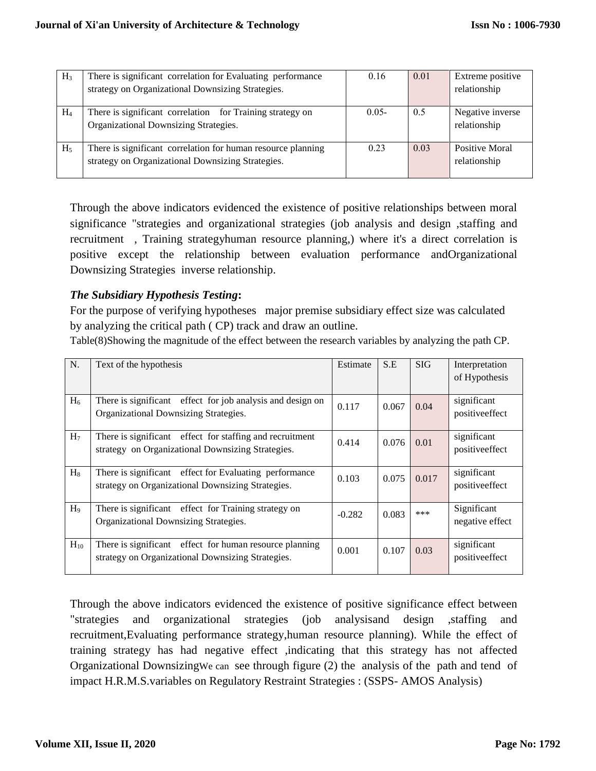| $H_3$ | There is significant correlation for Evaluating performance strategy on Organizational Downsizing Strategies. | 0.16 | 0.01 | Extreme positive relationship |
|---|---|---|---|---|
| $H_4$ | There is significant correlation for Training strategy on Organizational Downsizing Strategies. | 0.05- | 0.5 | Negative inverse relationship |
| $H_5$ | There is significant correlation for human resource planning strategy on Organizational Downsizing Strategies. | 0.23 | 0.03 | Positive Moral relationship |

Through the above indicators evidenced the existence of positive relationships between moral significance "strategies and organizational strategies (job analysis and design ,staffing and recruitment , Training strategyhuman resource planning,) where it's a direct correlation is positive except the relationship between evaluation performance andOrganizational Downsizing Strategies inverse relationship.

***The Subsidiary Hypothesis Testing*:**

For the purpose of verifying hypotheses major premise subsidiary effect size was calculated by analyzing the critical path ( CP) track and draw an outline.

Table(8)Showing the magnitude of the effect between the research variables by analyzing the path CP.

| N. | Text of the hypothesis | Estimate | S.E | SIG | Interpretation of Hypothesis |
|---|---|---|---|---|---|
| $H_6$ | There is significant effect for job analysis and design on Organizational Downsizing Strategies. | 0.117 | 0.067 | 0.04 | significant positiveeffect |
| $H_7$ | There is significant effect for staffing and recruitment strategy on Organizational Downsizing Strategies. | 0.414 | 0.076 | 0.01 | significant positiveeffect |
| $H_8$ | There is significant effect for Evaluating performance strategy on Organizational Downsizing Strategies. | 0.103 | 0.075 | 0.017 | significant positiveeffect |
| $H_9$ | There is significant effect for Training strategy on Organizational Downsizing Strategies. | -0.282 | 0.083 | *** | Significant negative effect |
| $H_{10}$ | There is significant effect for human resource planning strategy on Organizational Downsizing Strategies. | 0.001 | 0.107 | 0.03 | significant positiveeffect |

Through the above indicators evidenced the existence of positive significance effect between "strategies and organizational strategies (job analysisand design ,staffing and recruitment,Evaluating performance strategy,human resource planning). While the effect of training strategy has had negative effect ,indicating that this strategy has not affected Organizational DownsizingWe can see through figure (2) the analysis of the path and tend of impact H.R.M.S.variables on Regulatory Restraint Strategies : (SSPS- AMOS Analysis)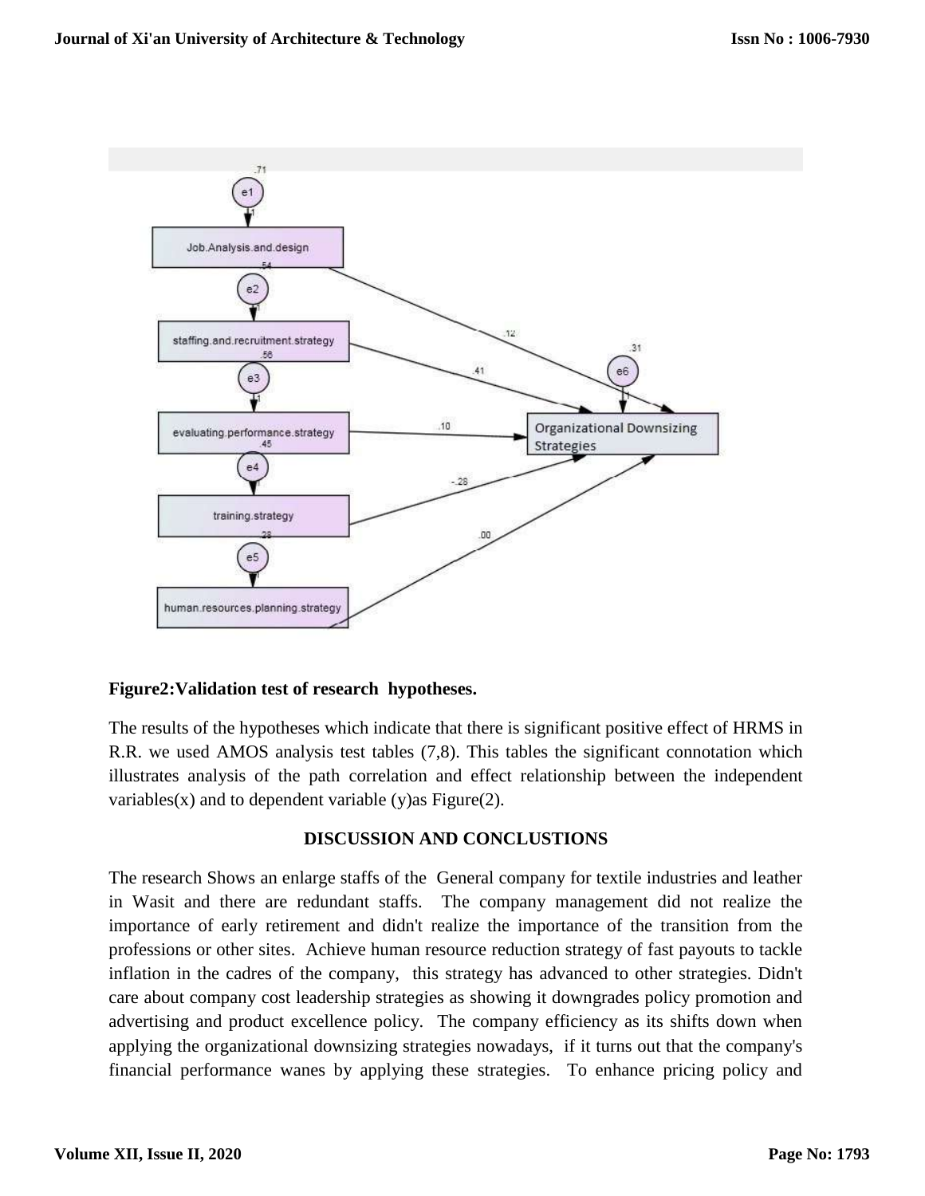**Figure2:Validation test of research hypotheses.**

The results of the hypotheses which indicate that there is significant positive effect of HRMS in R.R. we used AMOS analysis test tables (7,8). This tables the significant connotation which illustrates analysis of the path correlation and effect relationship between the independent variables(x) and to dependent variable (y)as Figure(2).

## DISCUSSION AND CONCLUSTIONS

The research Shows an enlarge staffs of the General company for textile industries and leather in Wasit and there are redundant staffs. The company management did not realize the importance of early retirement and didn't realize the importance of the transition from the professions or other sites. Achieve human resource reduction strategy of fast payouts to tackle inflation in the cadres of the company, this strategy has advanced to other strategies. Didn't care about company cost leadership strategies as showing it downgrades policy promotion and advertising and product excellence policy. The company efficiency as its shifts down when applying the organizational downsizing strategies nowadays, if it turns out that the company's financial performance wanes by applying these strategies. To enhance pricing policy and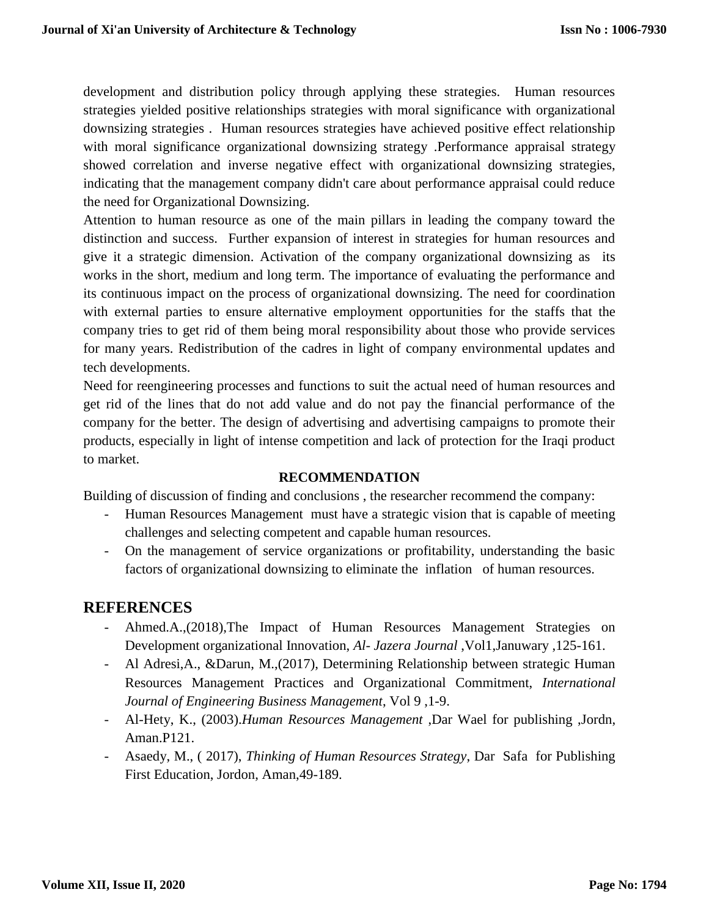development and distribution policy through applying these strategies. Human resources strategies yielded positive relationships strategies with moral significance with organizational downsizing strategies . Human resources strategies have achieved positive effect relationship with moral significance organizational downsizing strategy .Performance appraisal strategy showed correlation and inverse negative effect with organizational downsizing strategies, indicating that the management company didn't care about performance appraisal could reduce the need for Organizational Downsizing.

Attention to human resource as one of the main pillars in leading the company toward the distinction and success. Further expansion of interest in strategies for human resources and give it a strategic dimension. Activation of the company organizational downsizing as its works in the short, medium and long term. The importance of evaluating the performance and its continuous impact on the process of organizational downsizing. The need for coordination with external parties to ensure alternative employment opportunities for the staffs that the company tries to get rid of them being moral responsibility about those who provide services for many years. Redistribution of the cadres in light of company environmental updates and tech developments.

Need for reengineering processes and functions to suit the actual need of human resources and get rid of the lines that do not add value and do not pay the financial performance of the company for the better. The design of advertising and advertising campaigns to promote their products, especially in light of intense competition and lack of protection for the Iraqi product to market.

## RECOMMENDATION

Building of discussion of finding and conclusions , the researcher recommend the company:

- Human Resources Management must have a strategic vision that is capable of meeting challenges and selecting competent and capable human resources.
- On the management of service organizations or profitability, understanding the basic factors of organizational downsizing to eliminate the inflation of human resources.

## REFERENCES

- Ahmed.A.,(2018),The Impact of Human Resources Management Strategies on Development organizational Innovation, *Al- Jazera Journal* ,Vol1,Januwary ,125-161.
- Al Adresi,A., &Darun, M.,(2017), Determining Relationship between strategic Human Resources Management Practices and Organizational Commitment, *International Journal of Engineering Business Management*, Vol 9 ,1-9.
- Al-Hety, K., (2003).*Human Resources Management* ,Dar Wael for publishing ,Jordn, Aman.P121.
- Asaedy, M., ( 2017), *Thinking of Human Resources Strategy*, Dar Safa for Publishing First Education, Jordon, Aman,49-189.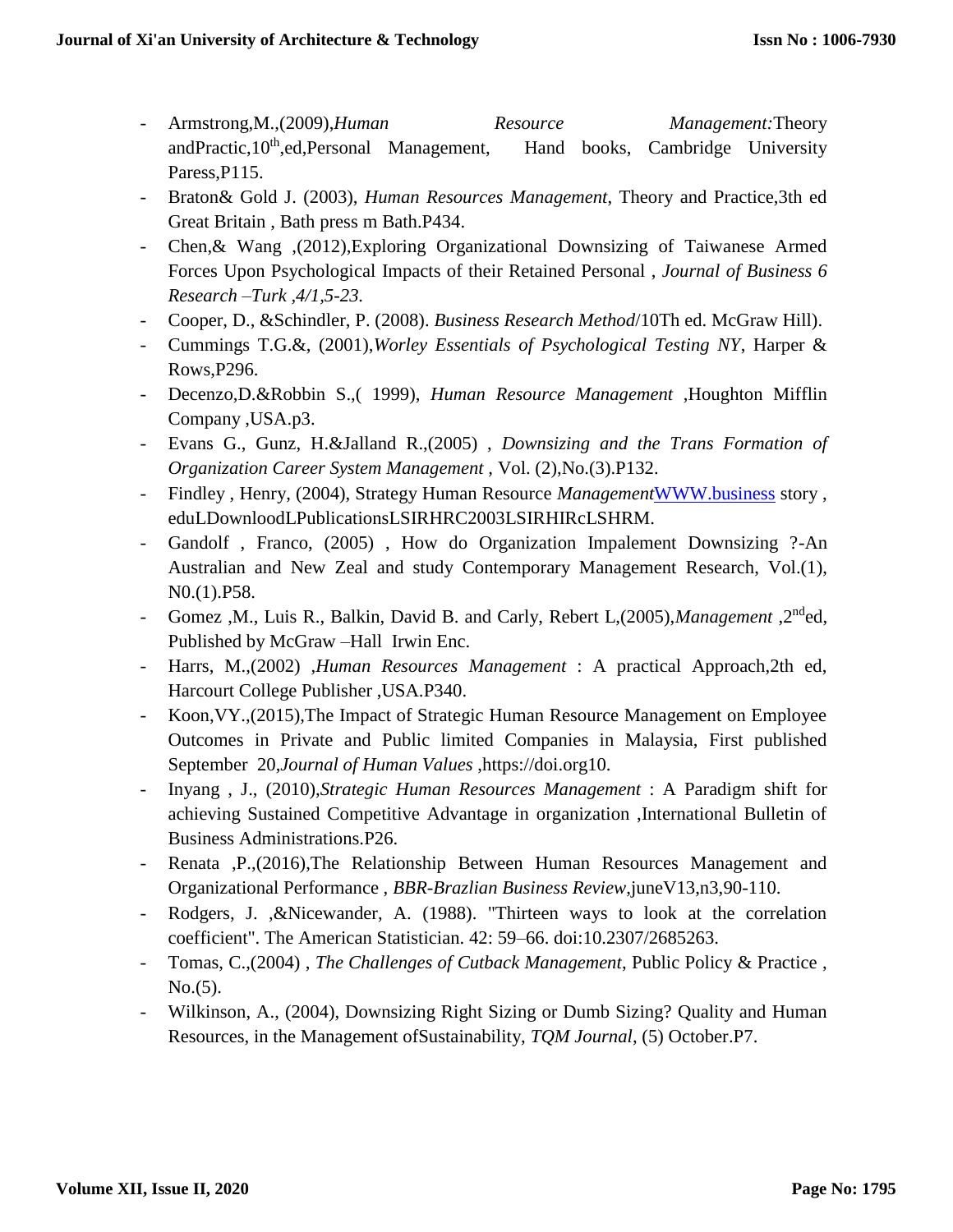- Armstrong,M.,(2009),*Human Resource Management:*Theory andPractic,10th,ed,Personal Management, Hand books, Cambridge University Paress,P115.
- Braton& Gold J. (2003), *Human Resources Management*, Theory and Practice,3th ed Great Britain , Bath press m Bath.P434.
- Chen,& Wang ,(2012),Exploring Organizational Downsizing of Taiwanese Armed Forces Upon Psychological Impacts of their Retained Personal , *Journal of Business 6 Research –Turk ,4/1,5-23.*
- Cooper, D., &Schindler, P. (2008). *Business Research Method*/10Th ed. McGraw Hill).
- Cummings T.G.&, (2001),*Worley Essentials of Psychological Testing NY*, Harper & Rows,P296.
- Decenzo,D.&Robbin S.,( 1999), *Human Resource Management* ,Houghton Mifflin Company ,USA.p3.
- Evans G., Gunz, H.&Jalland R.,(2005) , *Downsizing and the Trans Formation of Organization Career System Management* , Vol. (2),No.(3).P132.
- Findley , Henry, (2004), Strategy Human Resource *Management*WWW.business story , eduLDownloodLPublicationsLSIRHRC2003LSIRHIRcLSHRM.
- Gandolf , Franco, (2005) , How do Organization Impalement Downsizing ?-An Australian and New Zeal and study Contemporary Management Research, Vol.(1), N0.(1).P58.
- Gomez ,M., Luis R., Balkin, David B. and Carly, Rebert L,(2005),*Management* ,2nded, Published by McGraw –Hall Irwin Enc.
- Harrs, M.,(2002) ,*Human Resources Management* : A practical Approach,2th ed, Harcourt College Publisher ,USA.P340.
- Koon,VY.,(2015),The Impact of Strategic Human Resource Management on Employee Outcomes in Private and Public limited Companies in Malaysia, First published September 20,*Journal of Human Values* ,https://doi.org10.
- Inyang , J., (2010),*Strategic Human Resources Management* : A Paradigm shift for achieving Sustained Competitive Advantage in organization ,International Bulletin of Business Administrations.P26.
- Renata ,P.,(2016),The Relationship Between Human Resources Management and Organizational Performance , *BBR-Brazlian Business Review*,juneV13,n3,90-110.
- Rodgers, J. ,&Nicewander, A. (1988). "Thirteen ways to look at the correlation coefficient". The American Statistician. 42: 59–66. doi:10.2307/2685263.
- Tomas, C.,(2004) , *The Challenges of Cutback Management*, Public Policy & Practice , No.(5).
- Wilkinson, A., (2004), Downsizing Right Sizing or Dumb Sizing? Quality and Human Resources, in the Management ofSustainability, *TQM Journal*, (5) October.P7.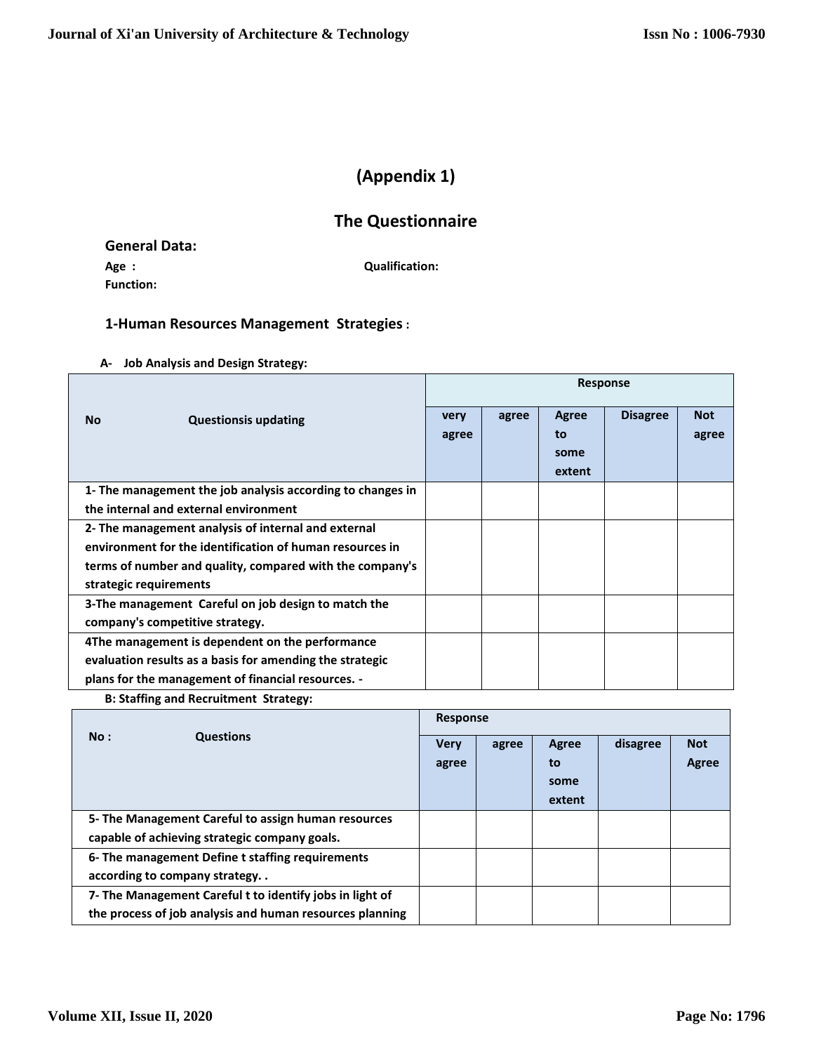# (Appendix 1)

## The Questionnaire

**General Data:**

**Age :** **Qualification:**

**Function:**

### 1-Human Resources Management Strategies :

**A- Job Analysis and Design Strategy:**

| No Questionsis updating | Response | | | | |
|---|---|---|---|---|---|
| | very agree | agree | Agree to some extent | Disagree | Not agree |
| 1- The management the job analysis according to changes in the internal and external environment | | | | | |
| 2- The management analysis of internal and external environment for the identification of human resources in terms of number and quality, compared with the company's strategic requirements | | | | | |
| 3-The management Careful on job design to match the company's competitive strategy. | | | | | |
| 4The management is dependent on the performance evaluation results as a basis for amending the strategic plans for the management of financial resources. - | | | | | |

**B: Staffing and Recruitment Strategy:**

| No : Questions | Response | | | | |
|---|---|---|---|---|---|
| | Very agree | agree | Agree to some extent | disagree | Not Agree |
| 5- The Management Careful to assign human resources capable of achieving strategic company goals. | | | | | |
| 6- The management Define t staffing requirements according to company strategy. . | | | | | |
| 7- The Management Careful t to identify jobs in light of the process of job analysis and human resources planning | | | | | |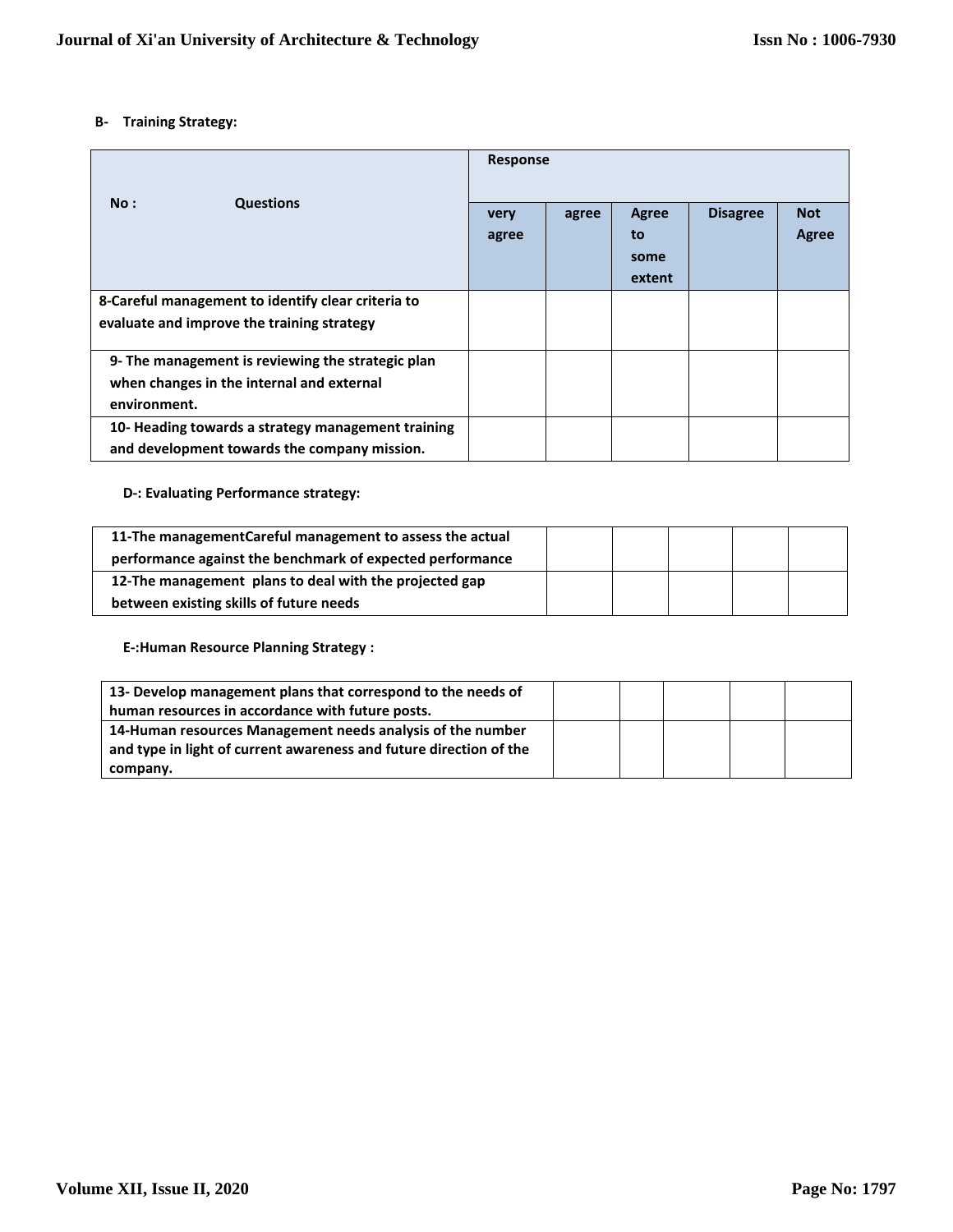**B- Training Strategy:**

| No : Questions | Response | | | | |
|---|---|---|---|---|---|
| | very agree | agree | Agree to some extent | Disagree | Not Agree |
| 8-Careful management to identify clear criteria to evaluate and improve the training strategy | | | | | |
| 9- The management is reviewing the strategic plan when changes in the internal and external environment. | | | | | |
| 10- Heading towards a strategy management training and development towards the company mission. | | | | | |

**D-: Evaluating Performance strategy:**

| | | | | | |
|---|---|---|---|---|---|
| 11-The managementCareful management to assess the actual performance against the benchmark of expected performance | | | | | |
| 12-The management plans to deal with the projected gap between existing skills of future needs | | | | | |

**E-:Human Resource Planning Strategy :**

| | | | | | |
|---|---|---|---|---|---|
| 13- Develop management plans that correspond to the needs of human resources in accordance with future posts. | | | | | |
| 14-Human resources Management needs analysis of the number and type in light of current awareness and future direction of the company. | | | | | |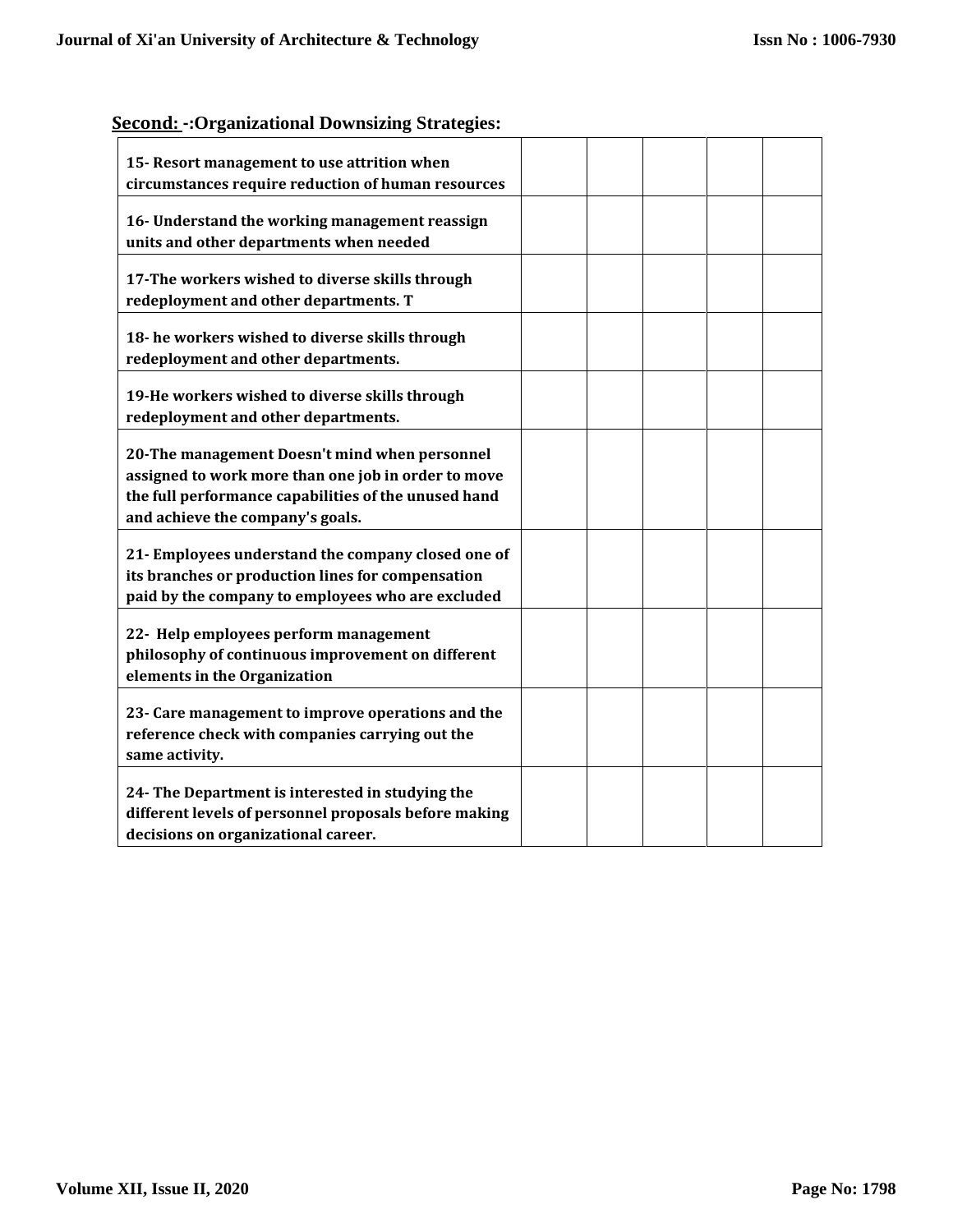**Second: -:Organizational Downsizing Strategies:**

| | | | | | |
|---|---|---|---|---|---|
| **15- Resort management to use attrition when circumstances require reduction of human resources** | | | | | |
| **16- Understand the working management reassign units and other departments when needed** | | | | | |
| **17-The workers wished to diverse skills through redeployment and other departments. T** | | | | | |
| **18- he workers wished to diverse skills through redeployment and other departments.** | | | | | |
| **19-He workers wished to diverse skills through redeployment and other departments.** | | | | | |
| **20-The management Doesn't mind when personnel assigned to work more than one job in order to move the full performance capabilities of the unused hand and achieve the company's goals.** | | | | | |
| **21- Employees understand the company closed one of its branches or production lines for compensation paid by the company to employees who are excluded** | | | | | |
| **22- Help employees perform management philosophy of continuous improvement on different elements in the Organization** | | | | | |
| **23- Care management to improve operations and the reference check with companies carrying out the same activity.** | | | | | |
| **24- The Department is interested in studying the different levels of personnel proposals before making decisions on organizational career.** | | | | | |